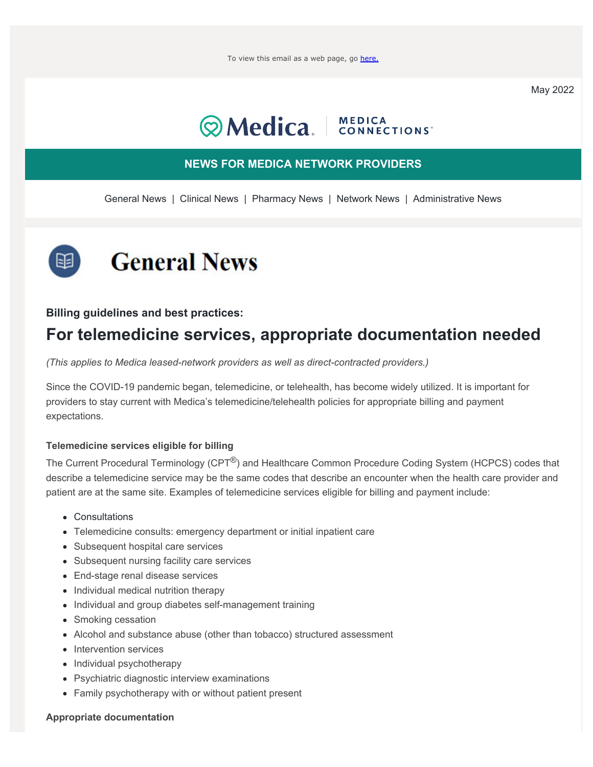To view this email as a web page, go here.

May 2022

Medica | MEDICA CONNECTIONS®

**NEWS FOR MEDICA NETWORK PROVIDERS**

General News | Clinical News | Pharmacy News | Network News | Administrative News

# General News

**Billing guidelines and best practices:**

## For telemedicine services, appropriate documentation needed

*(This applies to Medica leased-network providers as well as direct-contracted providers.)*

Since the COVID-19 pandemic began, telemedicine, or telehealth, has become widely utilized. It is important for providers to stay current with Medica's telemedicine/telehealth policies for appropriate billing and payment expectations.

**Telemedicine services eligible for billing**

The Current Procedural Terminology (CPT®) and Healthcare Common Procedure Coding System (HCPCS) codes that describe a telemedicine service may be the same codes that describe an encounter when the health care provider and patient are at the same site. Examples of telemedicine services eligible for billing and payment include:

- Consultations
- Telemedicine consults: emergency department or initial inpatient care
- Subsequent hospital care services
- Subsequent nursing facility care services
- End-stage renal disease services
- Individual medical nutrition therapy
- Individual and group diabetes self-management training
- Smoking cessation
- Alcohol and substance abuse (other than tobacco) structured assessment
- Intervention services
- Individual psychotherapy
- Psychiatric diagnostic interview examinations
- Family psychotherapy with or without patient present

**Appropriate documentation**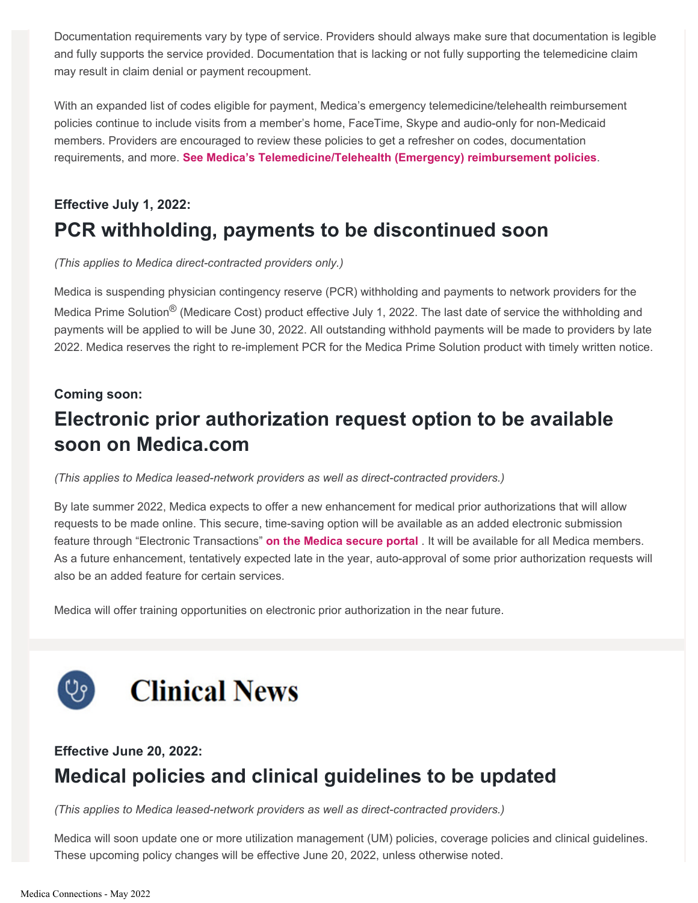Documentation requirements vary by type of service. Providers should always make sure that documentation is legible and fully supports the service provided. Documentation that is lacking or not fully supporting the telemedicine claim may result in claim denial or payment recoupment.

With an expanded list of codes eligible for payment, Medica's emergency telemedicine/telehealth reimbursement policies continue to include visits from a member's home, FaceTime, Skype and audio-only for non-Medicaid members. Providers are encouraged to review these policies to get a refresher on codes, documentation requirements, and more. **See Medica's Telemedicine/Telehealth (Emergency) reimbursement policies**.

**Effective July 1, 2022:**

## PCR withholding, payments to be discontinued soon

*(This applies to Medica direct-contracted providers only.)*

Medica is suspending physician contingency reserve (PCR) withholding and payments to network providers for the Medica Prime Solution® (Medicare Cost) product effective July 1, 2022. The last date of service the withholding and payments will be applied to will be June 30, 2022. All outstanding withhold payments will be made to providers by late 2022. Medica reserves the right to re-implement PCR for the Medica Prime Solution product with timely written notice.

**Coming soon:**

## Electronic prior authorization request option to be available soon on Medica.com

*(This applies to Medica leased-network providers as well as direct-contracted providers.)*

By late summer 2022, Medica expects to offer a new enhancement for medical prior authorizations that will allow requests to be made online. This secure, time-saving option will be available as an added electronic submission feature through "Electronic Transactions" **on the Medica secure portal** . It will be available for all Medica members. As a future enhancement, tentatively expected late in the year, auto-approval of some prior authorization requests will also be an added feature for certain services.

Medica will offer training opportunities on electronic prior authorization in the near future.

# Clinical News

**Effective June 20, 2022:**

## Medical policies and clinical guidelines to be updated

*(This applies to Medica leased-network providers as well as direct-contracted providers.)*

Medica will soon update one or more utilization management (UM) policies, coverage policies and clinical guidelines. These upcoming policy changes will be effective June 20, 2022, unless otherwise noted.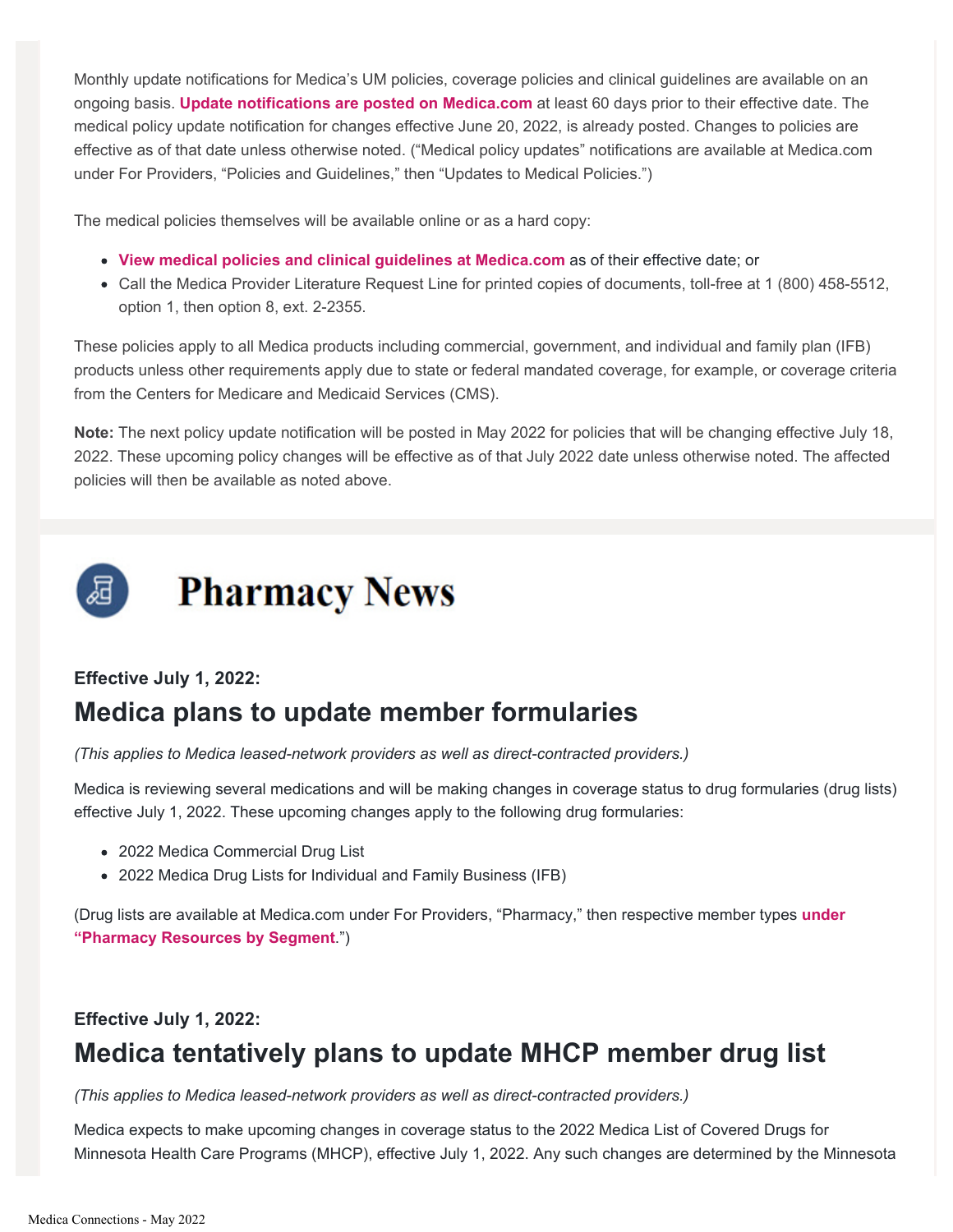Monthly update notifications for Medica's UM policies, coverage policies and clinical guidelines are available on an ongoing basis. **Update notifications are posted on Medica.com** at least 60 days prior to their effective date. The medical policy update notification for changes effective June 20, 2022, is already posted. Changes to policies are effective as of that date unless otherwise noted. ("Medical policy updates" notifications are available at Medica.com under For Providers, "Policies and Guidelines," then "Updates to Medical Policies.")

The medical policies themselves will be available online or as a hard copy:

- **View medical policies and clinical guidelines at Medica.com** as of their effective date; or
- Call the Medica Provider Literature Request Line for printed copies of documents, toll-free at 1 (800) 458-5512, option 1, then option 8, ext. 2-2355.

These policies apply to all Medica products including commercial, government, and individual and family plan (IFB) products unless other requirements apply due to state or federal mandated coverage, for example, or coverage criteria from the Centers for Medicare and Medicaid Services (CMS).

**Note:** The next policy update notification will be posted in May 2022 for policies that will be changing effective July 18, 2022. These upcoming policy changes will be effective as of that July 2022 date unless otherwise noted. The affected policies will then be available as noted above.

# Pharmacy News

**Effective July 1, 2022:**

## Medica plans to update member formularies

*(This applies to Medica leased-network providers as well as direct-contracted providers.)*

Medica is reviewing several medications and will be making changes in coverage status to drug formularies (drug lists) effective July 1, 2022. These upcoming changes apply to the following drug formularies:

- 2022 Medica Commercial Drug List
- 2022 Medica Drug Lists for Individual and Family Business (IFB)

(Drug lists are available at Medica.com under For Providers, "Pharmacy," then respective member types **under "Pharmacy Resources by Segment**.")

**Effective July 1, 2022:**

## Medica tentatively plans to update MHCP member drug list

*(This applies to Medica leased-network providers as well as direct-contracted providers.)*

Medica expects to make upcoming changes in coverage status to the 2022 Medica List of Covered Drugs for Minnesota Health Care Programs (MHCP), effective July 1, 2022. Any such changes are determined by the Minnesota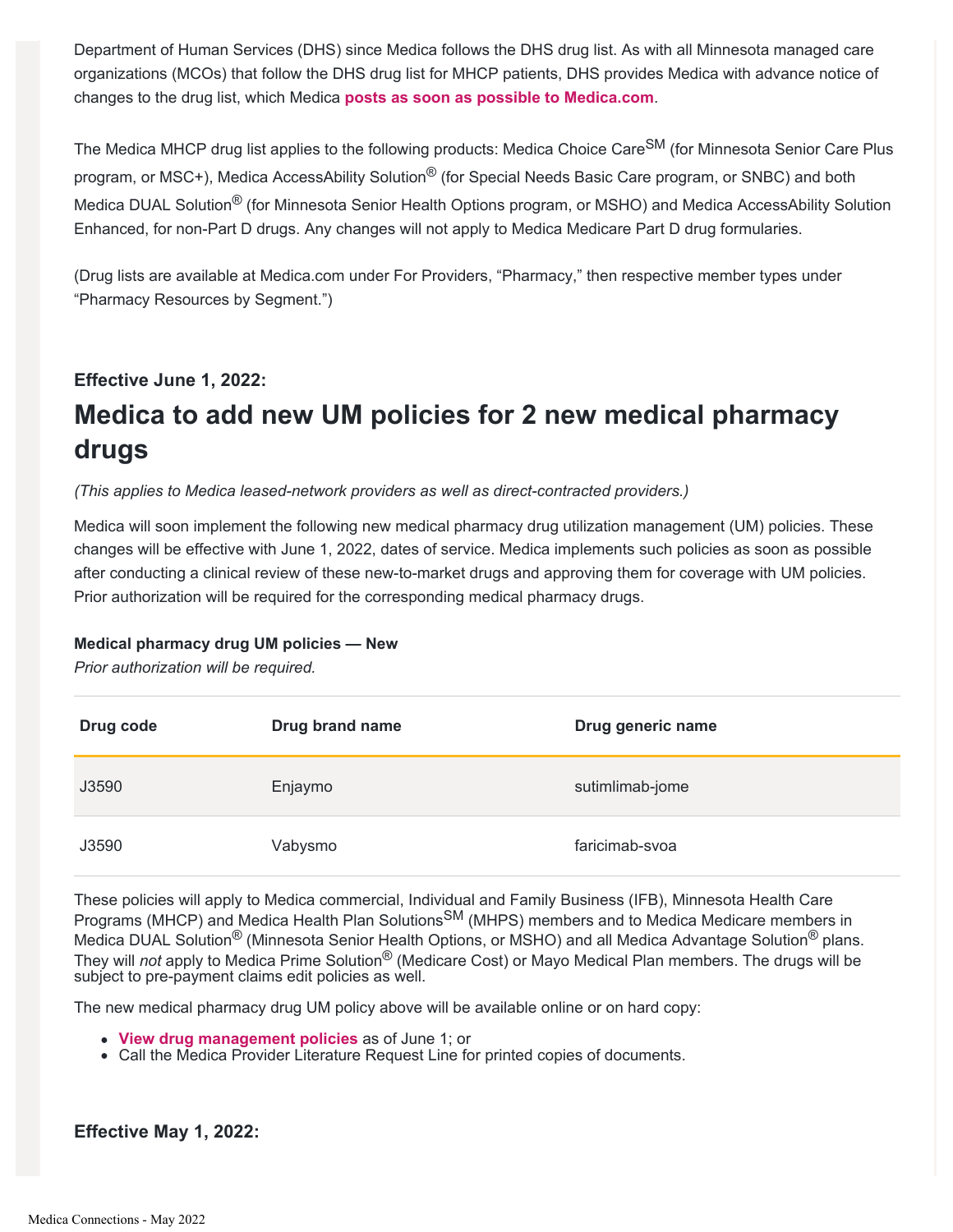Department of Human Services (DHS) since Medica follows the DHS drug list. As with all Minnesota managed care organizations (MCOs) that follow the DHS drug list for MHCP patients, DHS provides Medica with advance notice of changes to the drug list, which Medica **posts as soon as possible to Medica.com**.

The Medica MHCP drug list applies to the following products: Medica Choice Care℠ (for Minnesota Senior Care Plus program, or MSC+), Medica AccessAbility Solution® (for Special Needs Basic Care program, or SNBC) and both Medica DUAL Solution® (for Minnesota Senior Health Options program, or MSHO) and Medica AccessAbility Solution Enhanced, for non-Part D drugs. Any changes will not apply to Medica Medicare Part D drug formularies.

(Drug lists are available at Medica.com under For Providers, “Pharmacy,” then respective member types under “Pharmacy Resources by Segment.”)

### Effective June 1, 2022:

## Medica to add new UM policies for 2 new medical pharmacy drugs

*(This applies to Medica leased-network providers as well as direct-contracted providers.)*

Medica will soon implement the following new medical pharmacy drug utilization management (UM) policies. These changes will be effective with June 1, 2022, dates of service. Medica implements such policies as soon as possible after conducting a clinical review of these new-to-market drugs and approving them for coverage with UM policies. Prior authorization will be required for the corresponding medical pharmacy drugs.

**Medical pharmacy drug UM policies — New**
*Prior authorization will be required.*

| Drug code | Drug brand name | Drug generic name |
|---|---|---|
| J3590 | Enjaymo | sutimlimab-jome |
| J3590 | Vabysmo | faricimab-svoa |

These policies will apply to Medica commercial, Individual and Family Business (IFB), Minnesota Health Care Programs (MHCP) and Medica Health Plan Solutions℠ (MHPS) members and to Medica Medicare members in Medica DUAL Solution® (Minnesota Senior Health Options, or MSHO) and all Medica Advantage Solution® plans. They will *not* apply to Medica Prime Solution® (Medicare Cost) or Mayo Medical Plan members. The drugs will be subject to pre-payment claims edit policies as well.

The new medical pharmacy drug UM policy above will be available online or on hard copy:

- **View drug management policies** as of June 1; or
- Call the Medica Provider Literature Request Line for printed copies of documents.

### Effective May 1, 2022: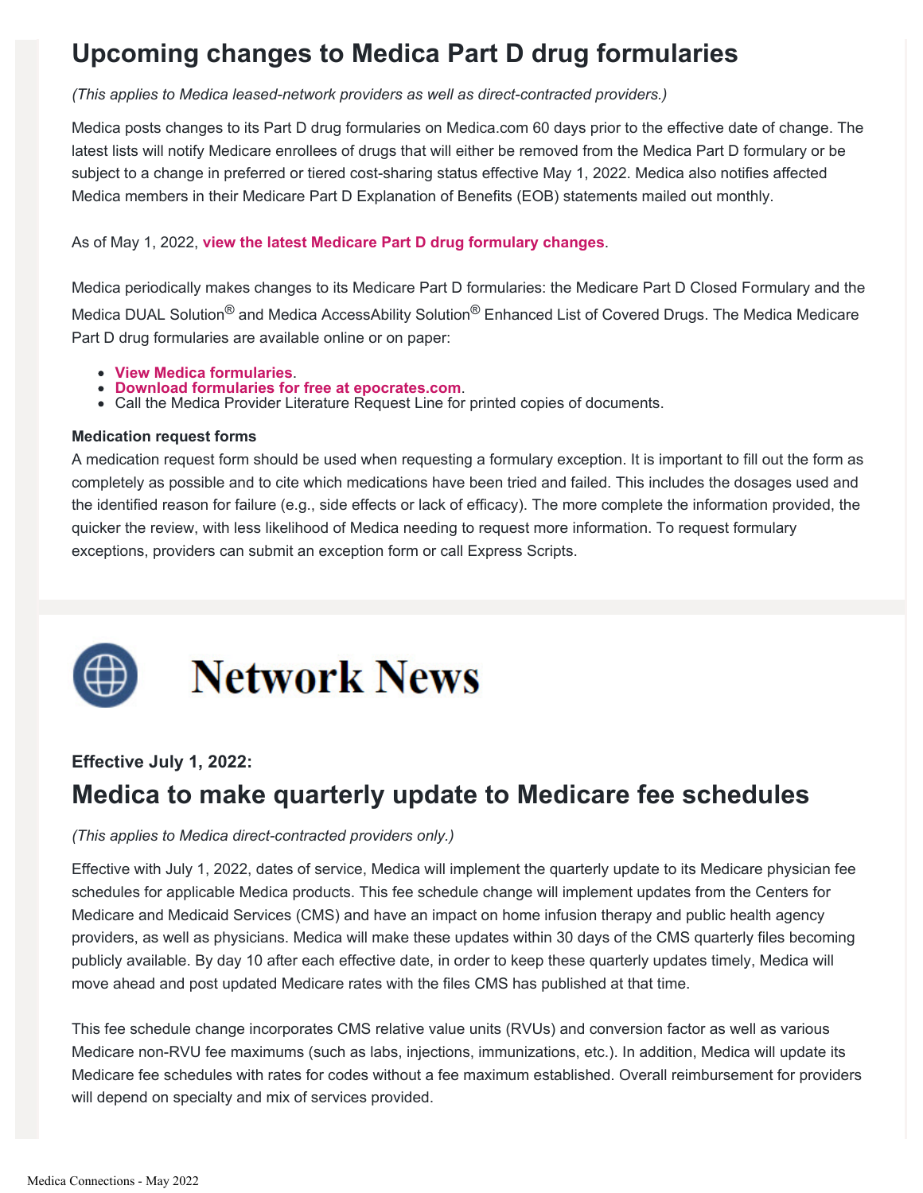# Upcoming changes to Medica Part D drug formularies

*(This applies to Medica leased-network providers as well as direct-contracted providers.)*

Medica posts changes to its Part D drug formularies on Medica.com 60 days prior to the effective date of change. The latest lists will notify Medicare enrollees of drugs that will either be removed from the Medica Part D formulary or be subject to a change in preferred or tiered cost-sharing status effective May 1, 2022. Medica also notifies affected Medica members in their Medicare Part D Explanation of Benefits (EOB) statements mailed out monthly.

As of May 1, 2022, **view the latest Medicare Part D drug formulary changes**.

Medica periodically makes changes to its Medicare Part D formularies: the Medicare Part D Closed Formulary and the Medica DUAL Solution® and Medica AccessAbility Solution® Enhanced List of Covered Drugs. The Medica Medicare Part D drug formularies are available online or on paper:

- **View Medica formularies**.
- **Download formularies for free at epocrates.com**.
- Call the Medica Provider Literature Request Line for printed copies of documents.

**Medication request forms**

A medication request form should be used when requesting a formulary exception. It is important to fill out the form as completely as possible and to cite which medications have been tried and failed. This includes the dosages used and the identified reason for failure (e.g., side effects or lack of efficacy). The more complete the information provided, the quicker the review, with less likelihood of Medica needing to request more information. To request formulary exceptions, providers can submit an exception form or call Express Scripts.

# Network News

**Effective July 1, 2022:**

## Medica to make quarterly update to Medicare fee schedules

*(This applies to Medica direct-contracted providers only.)*

Effective with July 1, 2022, dates of service, Medica will implement the quarterly update to its Medicare physician fee schedules for applicable Medica products. This fee schedule change will implement updates from the Centers for Medicare and Medicaid Services (CMS) and have an impact on home infusion therapy and public health agency providers, as well as physicians. Medica will make these updates within 30 days of the CMS quarterly files becoming publicly available. By day 10 after each effective date, in order to keep these quarterly updates timely, Medica will move ahead and post updated Medicare rates with the files CMS has published at that time.

This fee schedule change incorporates CMS relative value units (RVUs) and conversion factor as well as various Medicare non-RVU fee maximums (such as labs, injections, immunizations, etc.). In addition, Medica will update its Medicare fee schedules with rates for codes without a fee maximum established. Overall reimbursement for providers will depend on specialty and mix of services provided.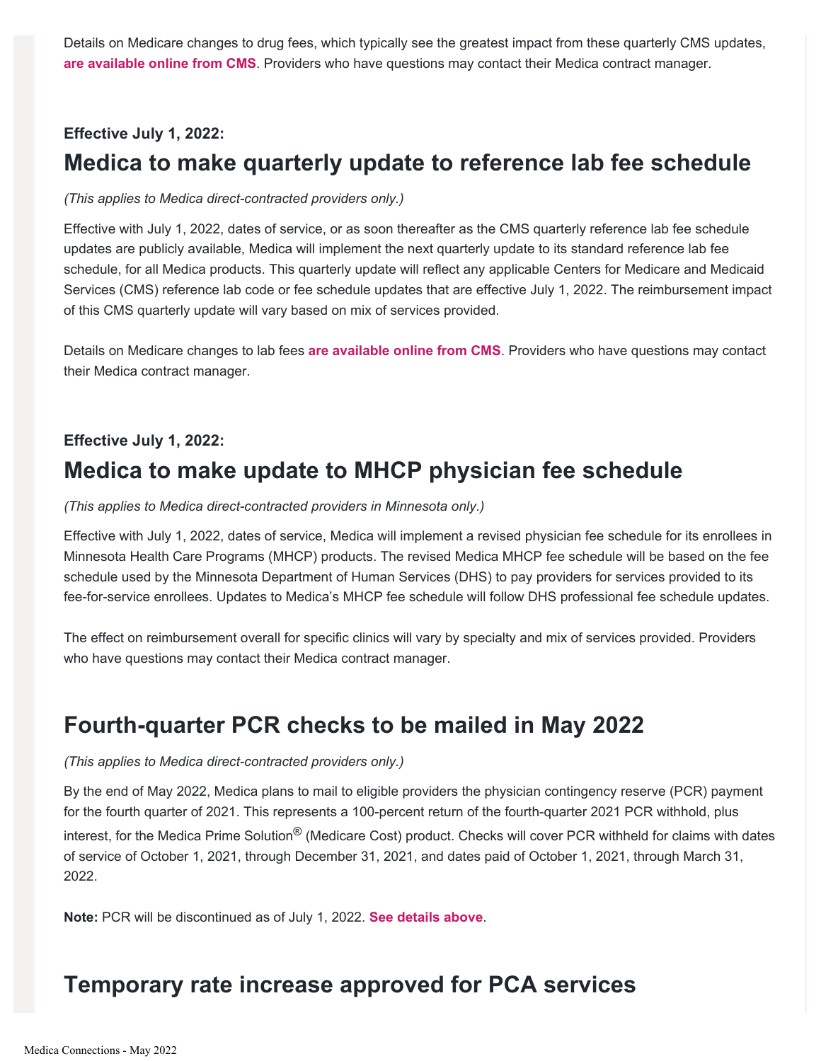Details on Medicare changes to drug fees, which typically see the greatest impact from these quarterly CMS updates, **are available online from CMS**. Providers who have questions may contact their Medica contract manager.

**Effective July 1, 2022:**

## Medica to make quarterly update to reference lab fee schedule

*(This applies to Medica direct-contracted providers only.)*

Effective with July 1, 2022, dates of service, or as soon thereafter as the CMS quarterly reference lab fee schedule updates are publicly available, Medica will implement the next quarterly update to its standard reference lab fee schedule, for all Medica products. This quarterly update will reflect any applicable Centers for Medicare and Medicaid Services (CMS) reference lab code or fee schedule updates that are effective July 1, 2022. The reimbursement impact of this CMS quarterly update will vary based on mix of services provided.

Details on Medicare changes to lab fees **are available online from CMS**. Providers who have questions may contact their Medica contract manager.

**Effective July 1, 2022:**

## Medica to make update to MHCP physician fee schedule

*(This applies to Medica direct-contracted providers in Minnesota only.)*

Effective with July 1, 2022, dates of service, Medica will implement a revised physician fee schedule for its enrollees in Minnesota Health Care Programs (MHCP) products. The revised Medica MHCP fee schedule will be based on the fee schedule used by the Minnesota Department of Human Services (DHS) to pay providers for services provided to its fee-for-service enrollees. Updates to Medica's MHCP fee schedule will follow DHS professional fee schedule updates.

The effect on reimbursement overall for specific clinics will vary by specialty and mix of services provided. Providers who have questions may contact their Medica contract manager.

## Fourth-quarter PCR checks to be mailed in May 2022

*(This applies to Medica direct-contracted providers only.)*

By the end of May 2022, Medica plans to mail to eligible providers the physician contingency reserve (PCR) payment for the fourth quarter of 2021. This represents a 100-percent return of the fourth-quarter 2021 PCR withhold, plus interest, for the Medica Prime Solution® (Medicare Cost) product. Checks will cover PCR withheld for claims with dates of service of October 1, 2021, through December 31, 2021, and dates paid of October 1, 2021, through March 31, 2022.

**Note:** PCR will be discontinued as of July 1, 2022. **See details above**.

## Temporary rate increase approved for PCA services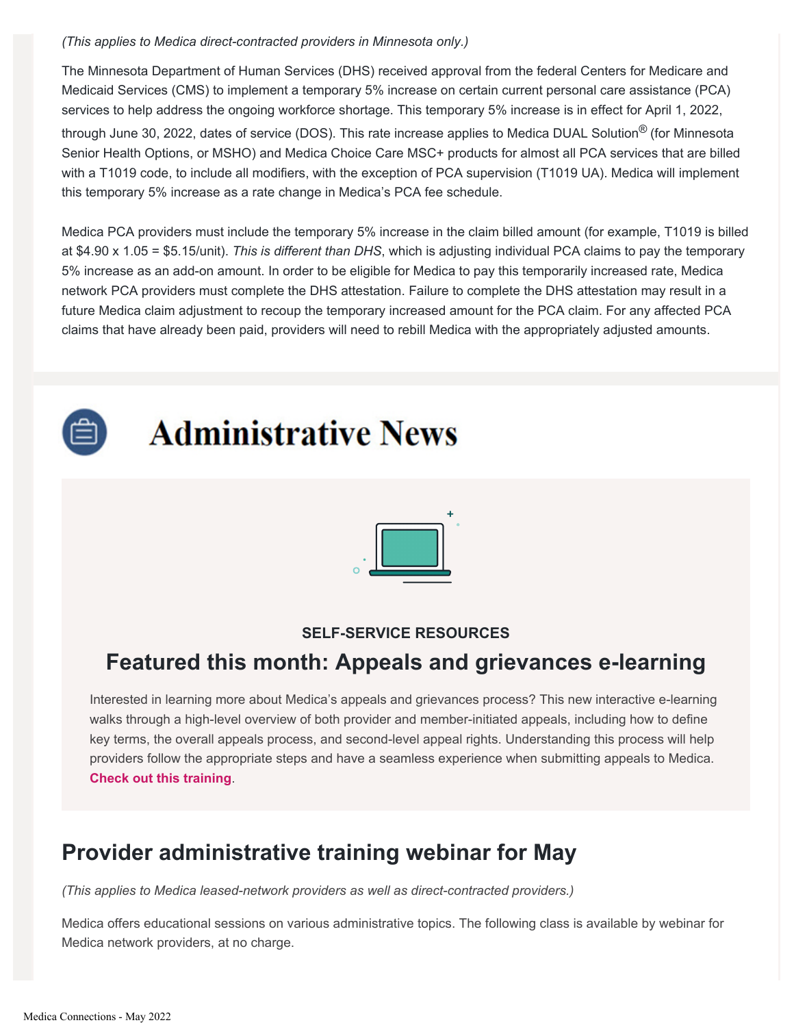*(This applies to Medica direct-contracted providers in Minnesota only.)*

The Minnesota Department of Human Services (DHS) received approval from the federal Centers for Medicare and Medicaid Services (CMS) to implement a temporary 5% increase on certain current personal care assistance (PCA) services to help address the ongoing workforce shortage. This temporary 5% increase is in effect for April 1, 2022, through June 30, 2022, dates of service (DOS). This rate increase applies to Medica DUAL Solution® (for Minnesota Senior Health Options, or MSHO) and Medica Choice Care MSC+ products for almost all PCA services that are billed with a T1019 code, to include all modifiers, with the exception of PCA supervision (T1019 UA). Medica will implement this temporary 5% increase as a rate change in Medica's PCA fee schedule.

Medica PCA providers must include the temporary 5% increase in the claim billed amount (for example, T1019 is billed at $4.90 x 1.05 = $5.15/unit). *This is different than DHS*, which is adjusting individual PCA claims to pay the temporary 5% increase as an add-on amount. In order to be eligible for Medica to pay this temporarily increased rate, Medica network PCA providers must complete the DHS attestation. Failure to complete the DHS attestation may result in a future Medica claim adjustment to recoup the temporary increased amount for the PCA claim. For any affected PCA claims that have already been paid, providers will need to rebill Medica with the appropriately adjusted amounts.

# Administrative News

**SELF-SERVICE RESOURCES**

## Featured this month: Appeals and grievances e-learning

Interested in learning more about Medica's appeals and grievances process? This new interactive e-learning walks through a high-level overview of both provider and member-initiated appeals, including how to define key terms, the overall appeals process, and second-level appeal rights. Understanding this process will help providers follow the appropriate steps and have a seamless experience when submitting appeals to Medica. **Check out this training**.

## Provider administrative training webinar for May

*(This applies to Medica leased-network providers as well as direct-contracted providers.)*

Medica offers educational sessions on various administrative topics. The following class is available by webinar for Medica network providers, at no charge.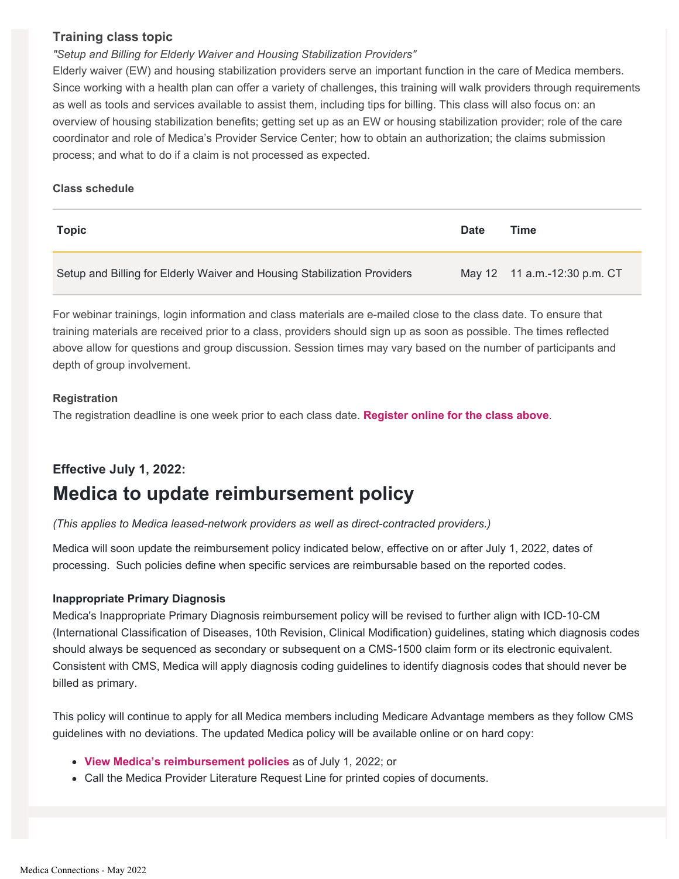### Training class topic

*"Setup and Billing for Elderly Waiver and Housing Stabilization Providers"*

Elderly waiver (EW) and housing stabilization providers serve an important function in the care of Medica members. Since working with a health plan can offer a variety of challenges, this training will walk providers through requirements as well as tools and services available to assist them, including tips for billing. This class will also focus on: an overview of housing stabilization benefits; getting set up as an EW or housing stabilization provider; role of the care coordinator and role of Medica's Provider Service Center; how to obtain an authorization; the claims submission process; and what to do if a claim is not processed as expected.

**Class schedule**

| Topic | Date | Time |
| --- | --- | --- |
| Setup and Billing for Elderly Waiver and Housing Stabilization Providers | May 12 | 11 a.m.-12:30 p.m. CT |

For webinar trainings, login information and class materials are e-mailed close to the class date. To ensure that training materials are received prior to a class, providers should sign up as soon as possible. The times reflected above allow for questions and group discussion. Session times may vary based on the number of participants and depth of group involvement.

**Registration**

The registration deadline is one week prior to each class date. **Register online for the class above**.

**Effective July 1, 2022:**

## Medica to update reimbursement policy

*(This applies to Medica leased-network providers as well as direct-contracted providers.)*

Medica will soon update the reimbursement policy indicated below, effective on or after July 1, 2022, dates of processing. Such policies define when specific services are reimbursable based on the reported codes.

**Inappropriate Primary Diagnosis**

Medica's Inappropriate Primary Diagnosis reimbursement policy will be revised to further align with ICD-10-CM (International Classification of Diseases, 10th Revision, Clinical Modification) guidelines, stating which diagnosis codes should always be sequenced as secondary or subsequent on a CMS-1500 claim form or its electronic equivalent. Consistent with CMS, Medica will apply diagnosis coding guidelines to identify diagnosis codes that should never be billed as primary.

This policy will continue to apply for all Medica members including Medicare Advantage members as they follow CMS guidelines with no deviations. The updated Medica policy will be available online or on hard copy:

- **View Medica's reimbursement policies** as of July 1, 2022; or
- Call the Medica Provider Literature Request Line for printed copies of documents.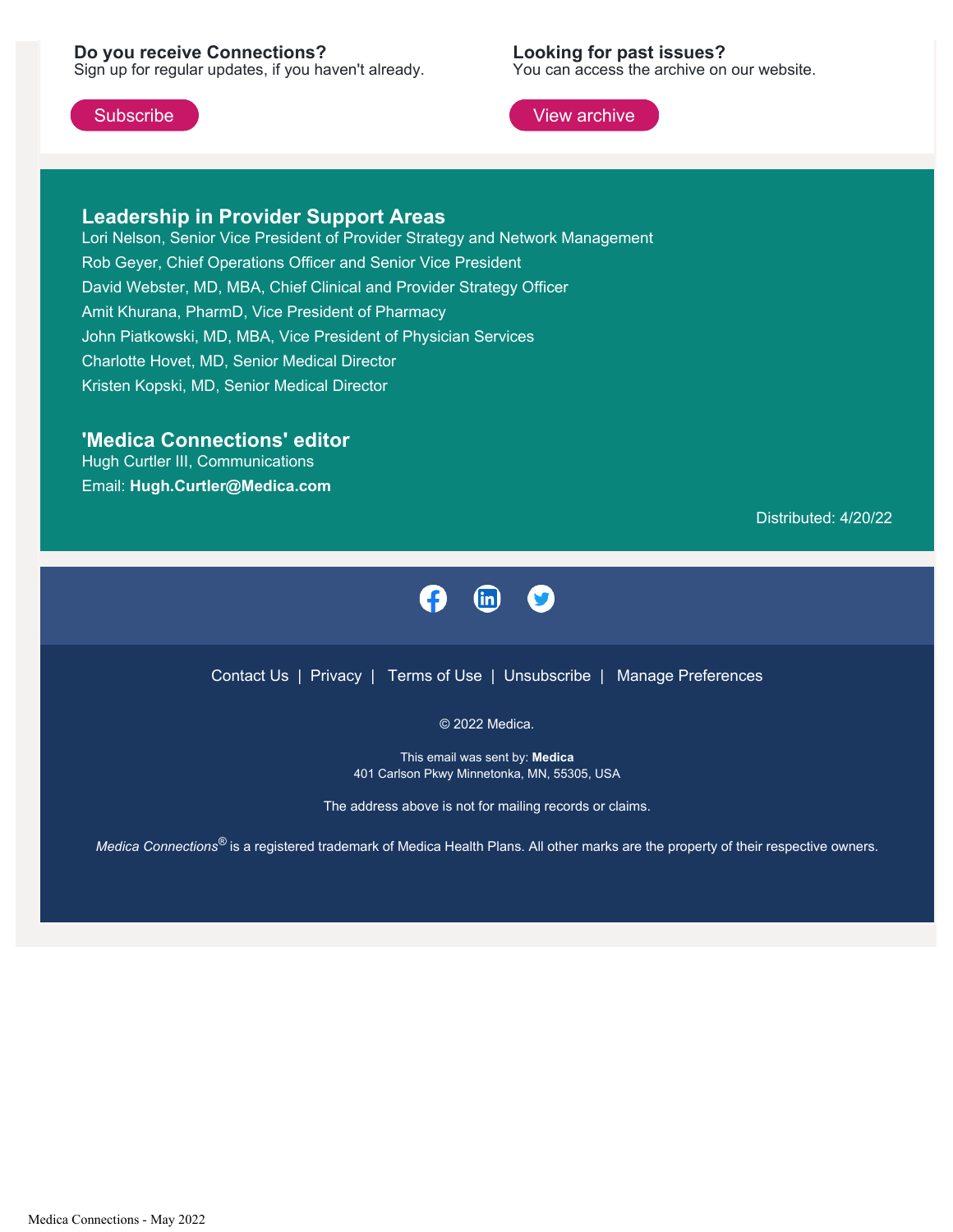**Do you receive Connections?**
Sign up for regular updates, if you haven't already.

Subscribe

**Looking for past issues?**
You can access the archive on our website.

View archive

## Leadership in Provider Support Areas

Lori Nelson, Senior Vice President of Provider Strategy and Network Management
Rob Geyer, Chief Operations Officer and Senior Vice President
David Webster, MD, MBA, Chief Clinical and Provider Strategy Officer
Amit Khurana, PharmD, Vice President of Pharmacy
John Piatkowski, MD, MBA, Vice President of Physician Services
Charlotte Hovet, MD, Senior Medical Director
Kristen Kopski, MD, Senior Medical Director

## 'Medica Connections' editor

Hugh Curtler III, Communications
Email: **Hugh.Curtler@Medica.com**

Distributed: 4/20/22

Contact Us | Privacy | Terms of Use | Unsubscribe | Manage Preferences

© 2022 Medica.

This email was sent by: **Medica**
401 Carlson Pkwy Minnetonka, MN, 55305, USA

The address above is not for mailing records or claims.

*Medica Connections*® is a registered trademark of Medica Health Plans. All other marks are the property of their respective owners.